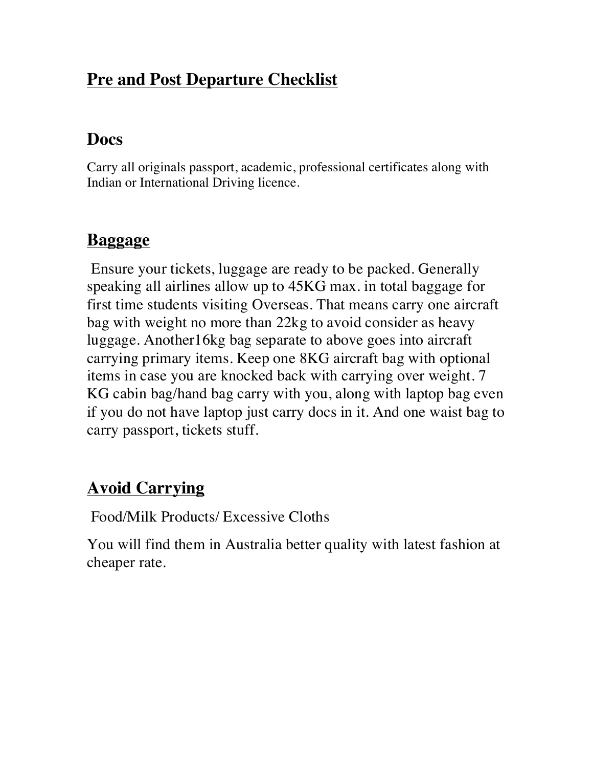# Pre and Post Departure Checklist

## Docs

Carry all originals passport, academic, professional certificates along with Indian or International Driving licence.

## Baggage

Ensure your tickets, luggage are ready to be packed. Generally speaking all airlines allow up to 45KG max. in total baggage for first time students visiting Overseas. That means carry one aircraft bag with weight no more than 22kg to avoid consider as heavy luggage. Another16kg bag separate to above goes into aircraft carrying primary items. Keep one 8KG aircraft bag with optional items in case you are knocked back with carrying over weight. 7 KG cabin bag/hand bag carry with you, along with laptop bag even if you do not have laptop just carry docs in it. And one waist bag to carry passport, tickets stuff.

## Avoid Carrying

Food/Milk Products/ Excessive Cloths

You will find them in Australia better quality with latest fashion at cheaper rate.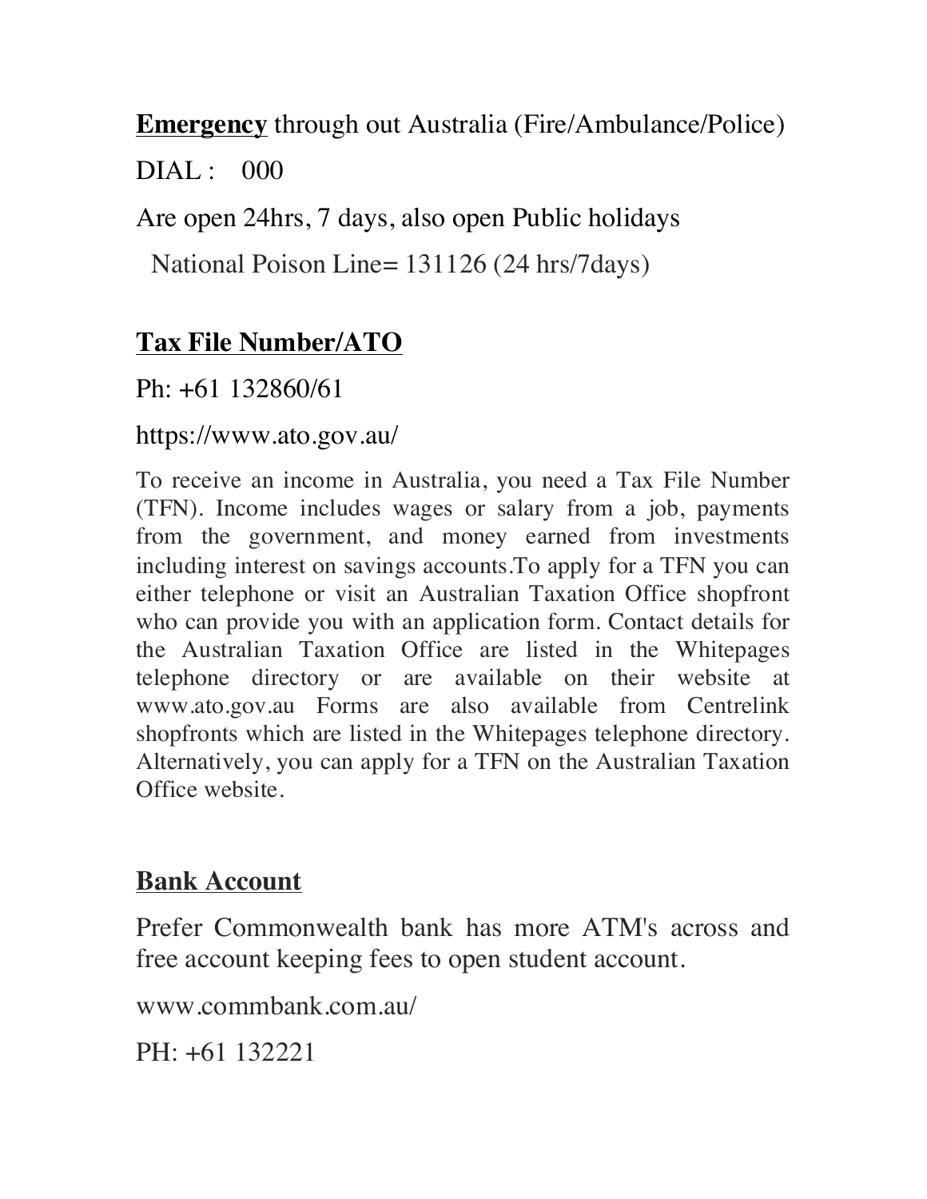**<u>Emergency</u>** through out Australia (Fire/Ambulance/Police)

DIAL : 000

Are open 24hrs, 7 days, also open Public holidays

National Poison Line= 131126 (24 hrs/7days)

## <u>Tax File Number/ATO</u>

Ph: +61 132860/61

https://www.ato.gov.au/

To receive an income in Australia, you need a Tax File Number (TFN). Income includes wages or salary from a job, payments from the government, and money earned from investments including interest on savings accounts.To apply for a TFN you can either telephone or visit an Australian Taxation Office shopfront who can provide you with an application form. Contact details for the Australian Taxation Office are listed in the Whitepages telephone directory or are available on their website at www.ato.gov.au Forms are also available from Centrelink shopfronts which are listed in the Whitepages telephone directory. Alternatively, you can apply for a TFN on the Australian Taxation Office website.

## <u>Bank Account</u>

Prefer Commonwealth bank has more ATM's across and free account keeping fees to open student account.

www.commbank.com.au/

PH: +61 132221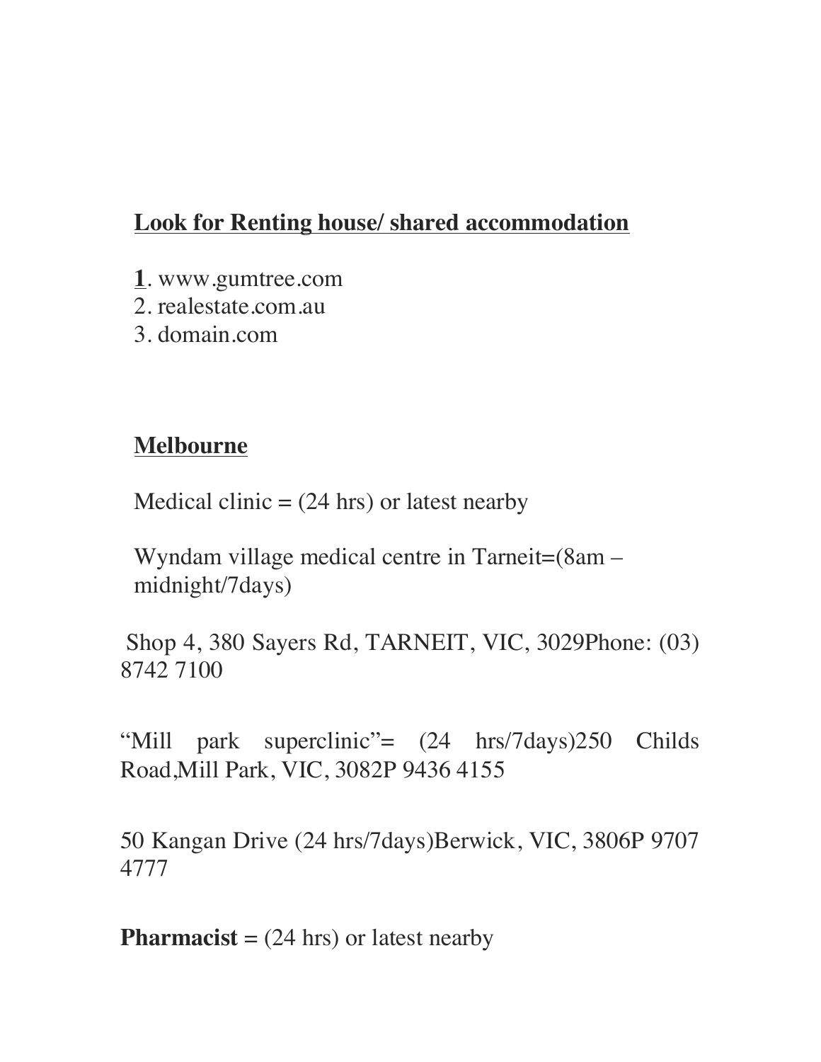**Look for Renting house/ shared accommodation**

**1**. www.gumtree.com
2. realestate.com.au
3. domain.com

**Melbourne**

Medical clinic = (24 hrs) or latest nearby

Wyndam village medical centre in Tarneit=(8am – midnight/7days)

Shop 4, 380 Sayers Rd, TARNEIT, VIC, 3029Phone: (03) 8742 7100

“Mill park superclinic”= (24 hrs/7days)250 Childs Road,Mill Park, VIC, 3082P 9436 4155

50 Kangan Drive (24 hrs/7days)Berwick, VIC, 3806P 9707 4777

**Pharmacist** = (24 hrs) or latest nearby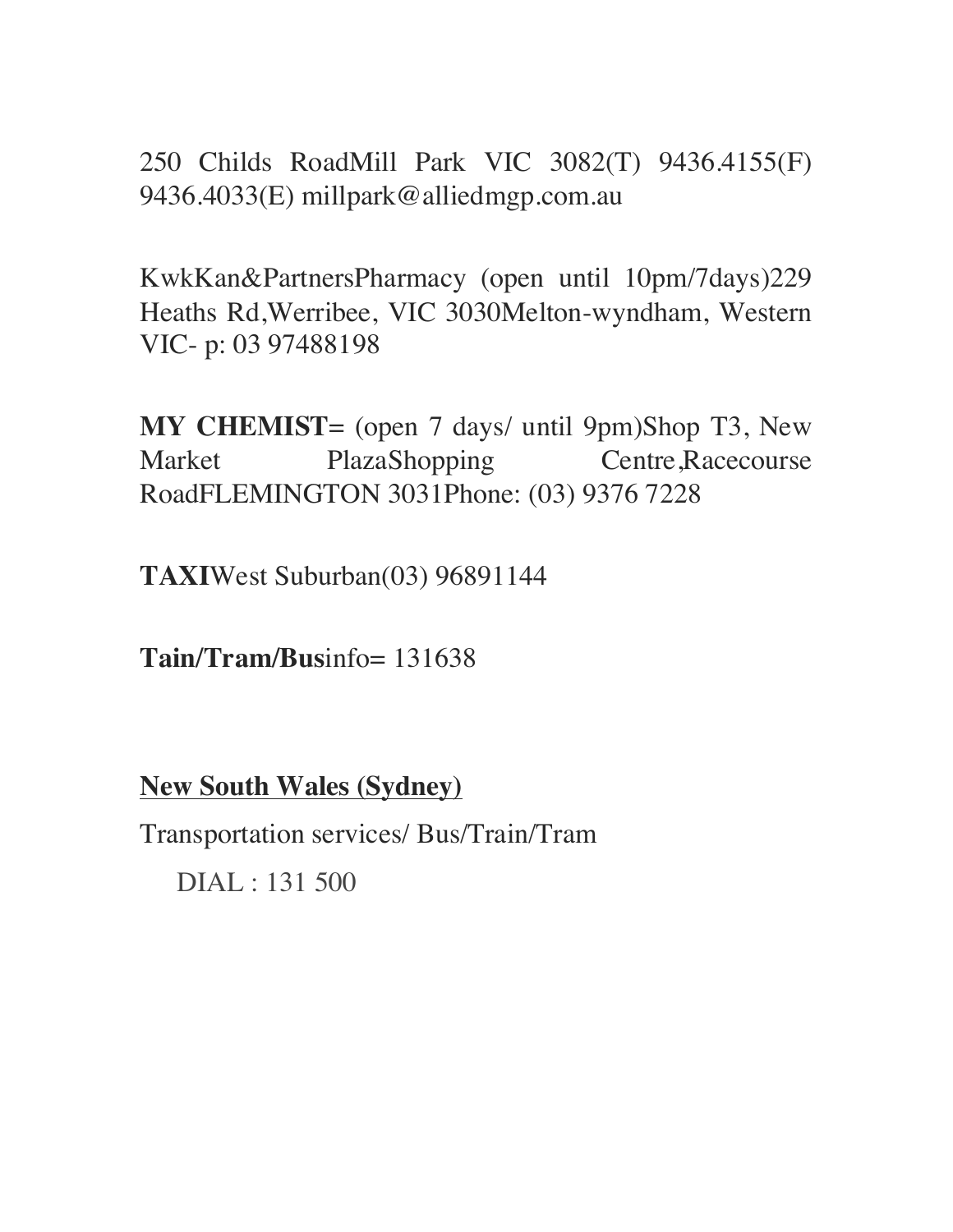250 Childs RoadMill Park VIC 3082(T) 9436.4155(F) 9436.4033(E) millpark@alliedmgp.com.au

KwkKan&PartnersPharmacy (open until 10pm/7days)229 Heaths Rd,Werribee, VIC 3030Melton-wyndham, Western VIC- p: 03 97488198

**MY CHEMIST=** (open 7 days/ until 9pm)Shop T3, New Market PlazaShopping Centre,Racecourse RoadFLEMINGTON 3031Phone: (03) 9376 7228

**TAXI**West Suburban(03) 96891144

**Tain/Tram/Bus**info= 131638

**<u>New South Wales (Sydney)</u>**

Transportation services/ Bus/Train/Tram

DIAL : 131 500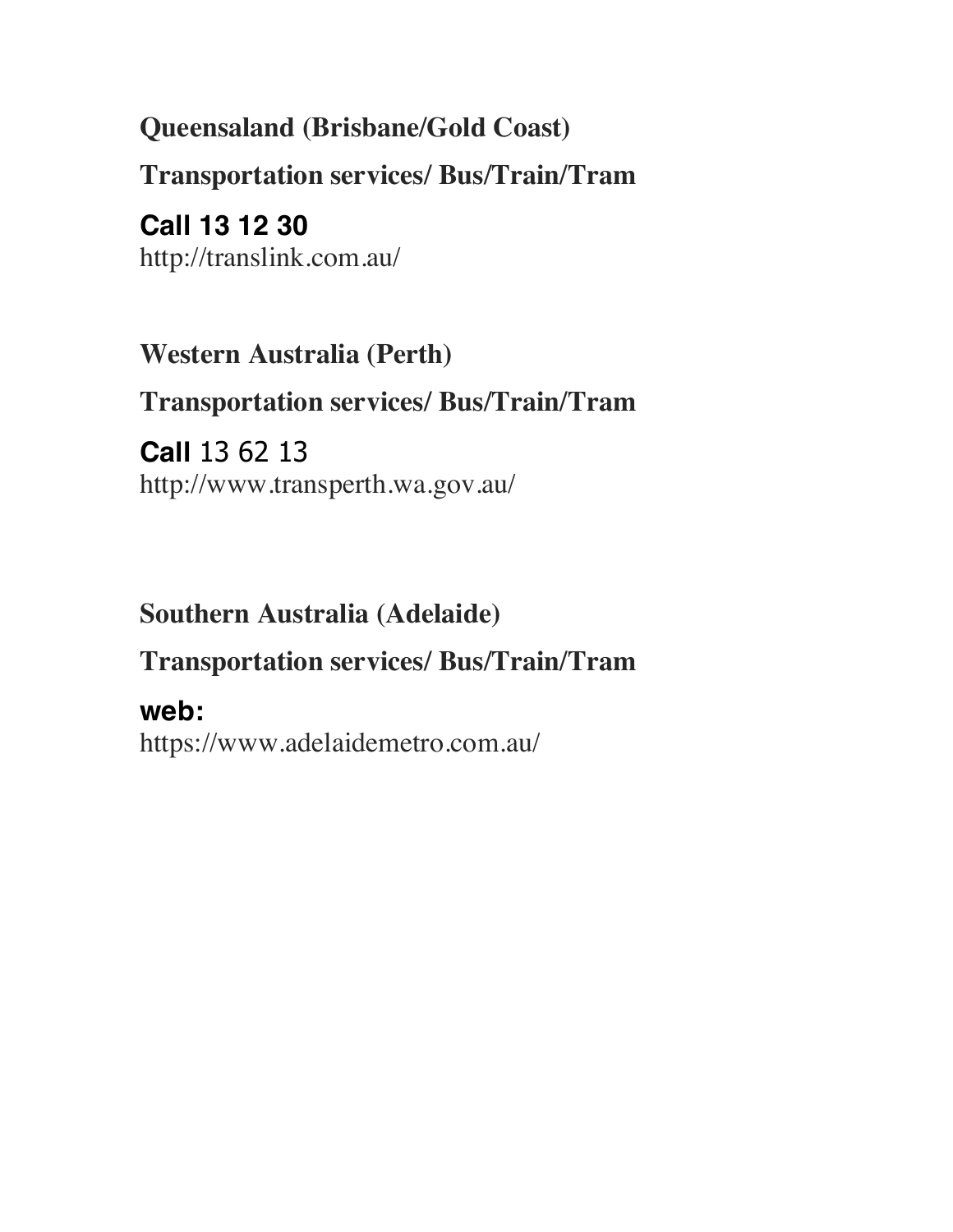**Queensaland (Brisbane/Gold Coast)**

**Transportation services/ Bus/Train/Tram**

**Call 13 12 30**
http://translink.com.au/

**Western Australia (Perth)**

**Transportation services/ Bus/Train/Tram**

**Call** 13 62 13
http://www.transperth.wa.gov.au/

**Southern Australia (Adelaide)**

**Transportation services/ Bus/Train/Tram**

**web:**
https://www.adelaidemetro.com.au/